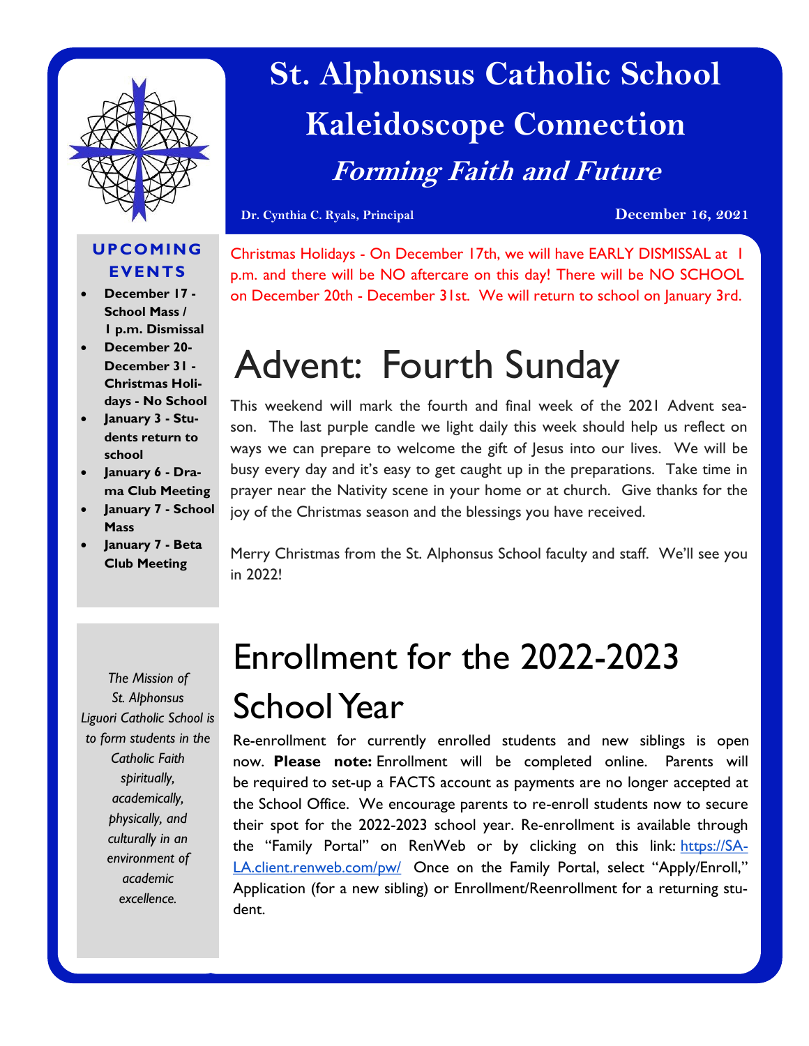# St. Alphonsus Catholic School

## Kaleidoscope Connection

### *Forming Faith and Future*

**Dr. Cynthia C. Ryals, Principal** — **December 16, 2021**

**UPCOMING EVENTS**

- **December 17 - School Mass / 1 p.m. Dismissal**
- **December 20-December 31 - Christmas Holidays - No School**
- **January 3 - Students return to school**
- **January 6 - Drama Club Meeting**
- **January 7 - School Mass**
- **January 7 - Beta Club Meeting**

Christmas Holidays - On December 17th, we will have EARLY DISMISSAL at 1 p.m. and there will be NO aftercare on this day! There will be NO SCHOOL on December 20th - December 31st. We will return to school on January 3rd.

# Advent: Fourth Sunday

This weekend will mark the fourth and final week of the 2021 Advent season. The last purple candle we light daily this week should help us reflect on ways we can prepare to welcome the gift of Jesus into our lives. We will be busy every day and it's easy to get caught up in the preparations. Take time in prayer near the Nativity scene in your home or at church. Give thanks for the joy of the Christmas season and the blessings you have received.

Merry Christmas from the St. Alphonsus School faculty and staff. We'll see you in 2022!

*The Mission of St. Alphonsus Liguori Catholic School is to form students in the Catholic Faith spiritually, academically, physically, and culturally in an environment of academic excellence.*

# Enrollment for the 2022-2023 School Year

Re-enrollment for currently enrolled students and new siblings is open now. **Please note:** Enrollment will be completed online. Parents will be required to set-up a FACTS account as payments are no longer accepted at the School Office. We encourage parents to re-enroll students now to secure their spot for the 2022-2023 school year. Re-enrollment is available through the "Family Portal" on RenWeb or by clicking on this link: https://SA-LA.client.renweb.com/pw/ Once on the Family Portal, select "Apply/Enroll," Application (for a new sibling) or Enrollment/Reenrollment for a returning student.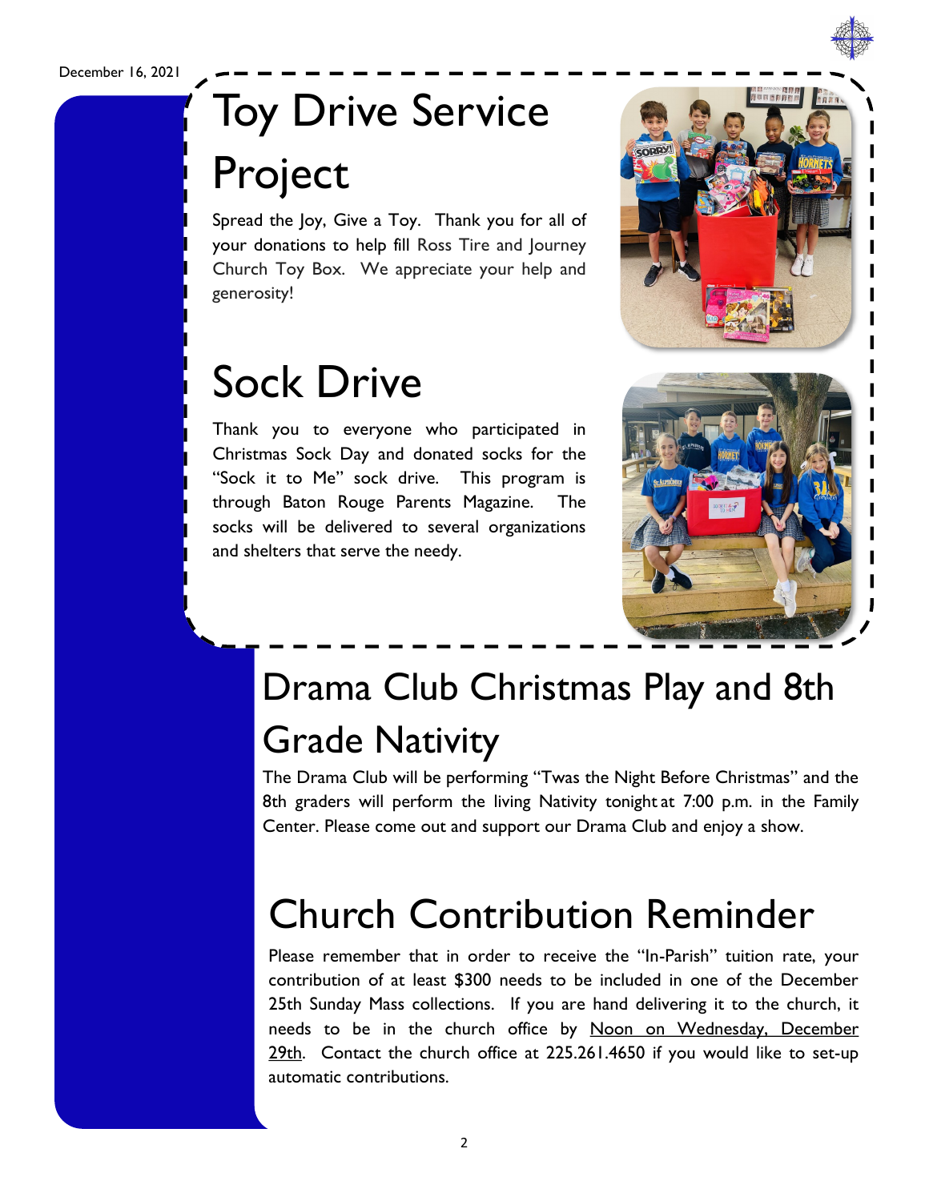December 16, 2021

# Toy Drive Service Project

Spread the Joy, Give a Toy. Thank you for all of your donations to help fill Ross Tire and Journey Church Toy Box. We appreciate your help and generosity!

# Sock Drive

Thank you to everyone who participated in Christmas Sock Day and donated socks for the "Sock it to Me" sock drive. This program is through Baton Rouge Parents Magazine. The socks will be delivered to several organizations and shelters that serve the needy.

# Drama Club Christmas Play and 8th Grade Nativity

The Drama Club will be performing "Twas the Night Before Christmas" and the 8th graders will perform the living Nativity tonight at 7:00 p.m. in the Family Center. Please come out and support our Drama Club and enjoy a show.

# Church Contribution Reminder

Please remember that in order to receive the "In-Parish" tuition rate, your contribution of at least $300 needs to be included in one of the December 25th Sunday Mass collections. If you are hand delivering it to the church, it needs to be in the church office by Noon on Wednesday, December 29th. Contact the church office at 225.261.4650 if you would like to set-up automatic contributions.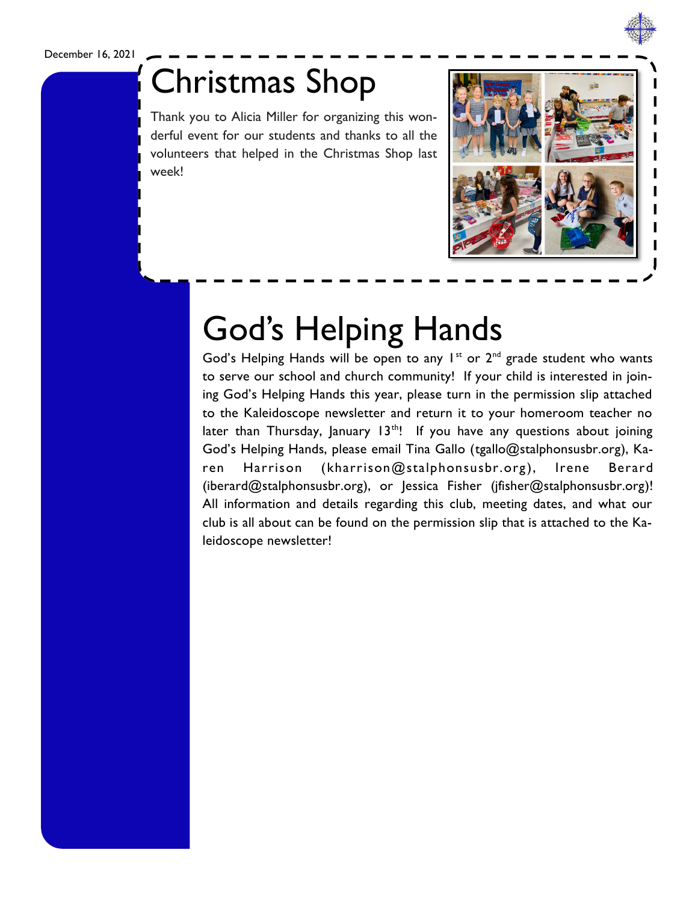December 16, 2021

# Christmas Shop

Thank you to Alicia Miller for organizing this wonderful event for our students and thanks to all the volunteers that helped in the Christmas Shop last week!

# God's Helping Hands

God's Helping Hands will be open to any 1st or 2nd grade student who wants to serve our school and church community! If your child is interested in joining God's Helping Hands this year, please turn in the permission slip attached to the Kaleidoscope newsletter and return it to your homeroom teacher no later than Thursday, January 13th! If you have any questions about joining God's Helping Hands, please email Tina Gallo (tgallo@stalphonsusbr.org), Karen Harrison (kharrison@stalphonsusbr.org), Irene Berard (iberard@stalphonsusbr.org), or Jessica Fisher (jfisher@stalphonsusbr.org)! All information and details regarding this club, meeting dates, and what our club is all about can be found on the permission slip that is attached to the Kaleidoscope newsletter!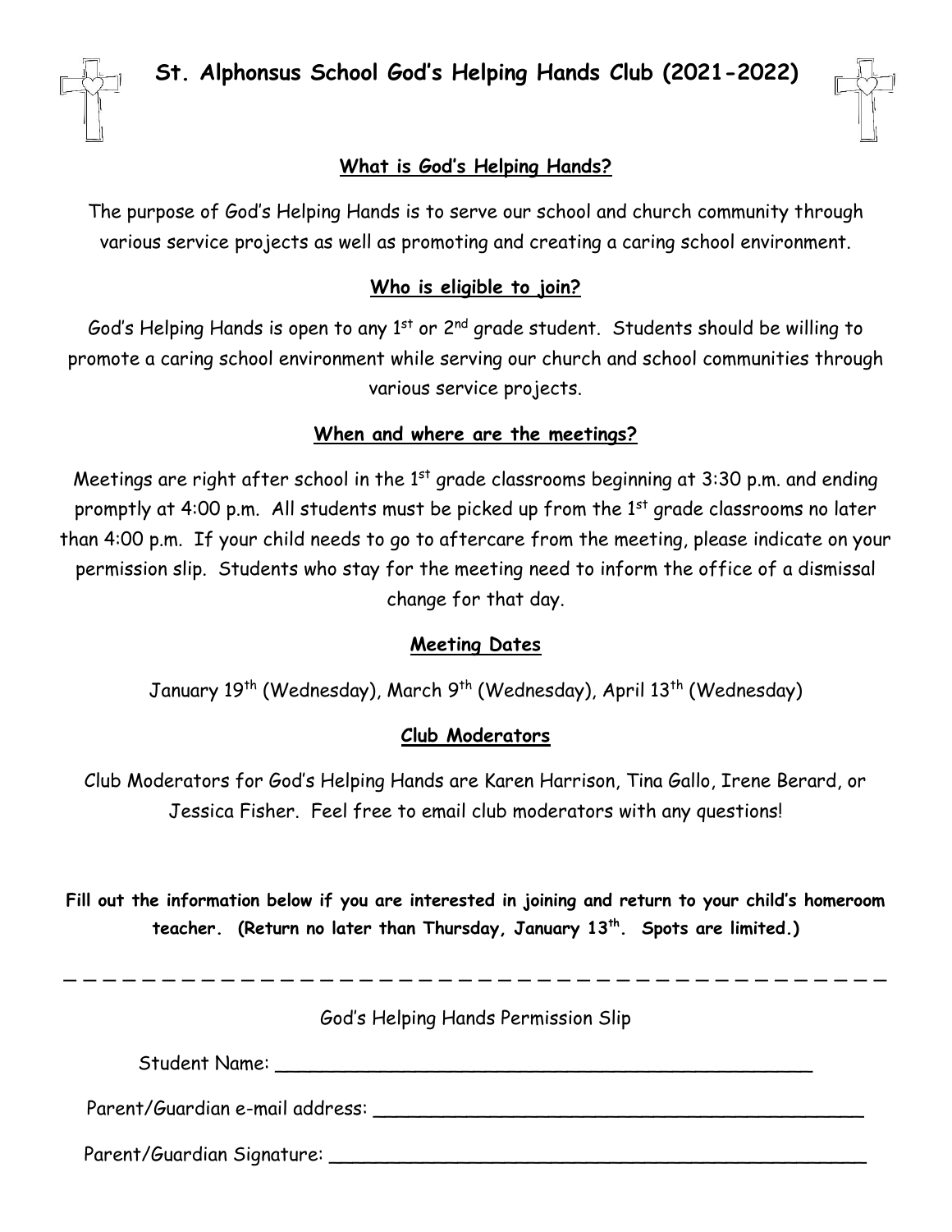# St. Alphonsus School God's Helping Hands Club (2021-2022)

## What is God's Helping Hands?

The purpose of God's Helping Hands is to serve our school and church community through various service projects as well as promoting and creating a caring school environment.

## Who is eligible to join?

God's Helping Hands is open to any 1st or 2nd grade student. Students should be willing to promote a caring school environment while serving our church and school communities through various service projects.

## When and where are the meetings?

Meetings are right after school in the 1st grade classrooms beginning at 3:30 p.m. and ending promptly at 4:00 p.m. All students must be picked up from the 1st grade classrooms no later than 4:00 p.m. If your child needs to go to aftercare from the meeting, please indicate on your permission slip. Students who stay for the meeting need to inform the office of a dismissal change for that day.

## Meeting Dates

January 19th (Wednesday), March 9th (Wednesday), April 13th (Wednesday)

## Club Moderators

Club Moderators for God's Helping Hands are Karen Harrison, Tina Gallo, Irene Berard, or Jessica Fisher. Feel free to email club moderators with any questions!

**Fill out the information below if you are interested in joining and return to your child's homeroom teacher. (Return no later than Thursday, January 13th. Spots are limited.)**

---

God's Helping Hands Permission Slip

Student Name: ______________________________________________

Parent/Guardian e-mail address: ______________________________________________

Parent/Guardian Signature: ______________________________________________